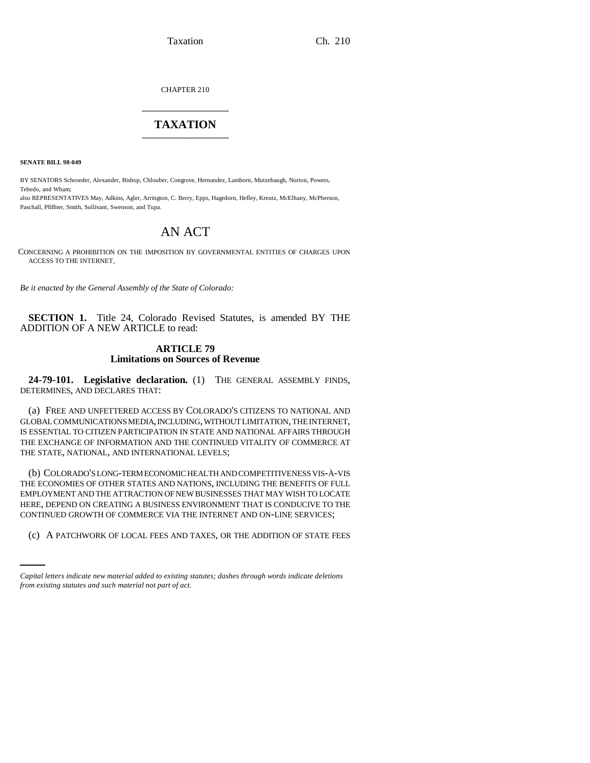CHAPTER 210

# TAXATION

**SENATE BILL 98-049**

BY SENATORS Schroeder, Alexander, Bishop, Chlouber, Congrove, Hernandez, Lamborn, Mutzebaugh, Norton, Powers, Tebedo, and Wham;
also REPRESENTATIVES May, Adkins, Agler, Arrington, C. Berry, Epps, Hagedorn, Hefley, Kreutz, McElhany, McPherson, Paschall, Pfiffner, Smith, Sullivant, Swenson, and Tupa.

# AN ACT

CONCERNING A PROHIBITION ON THE IMPOSITION BY GOVERNMENTAL ENTITIES OF CHARGES UPON ACCESS TO THE INTERNET.

*Be it enacted by the General Assembly of the State of Colorado:*

**SECTION 1.** Title 24, Colorado Revised Statutes, is amended BY THE ADDITION OF A NEW ARTICLE to read:

**ARTICLE 79**
**Limitations on Sources of Revenue**

**24-79-101. Legislative declaration.** (1) THE GENERAL ASSEMBLY FINDS, DETERMINES, AND DECLARES THAT:

(a) FREE AND UNFETTERED ACCESS BY COLORADO'S CITIZENS TO NATIONAL AND GLOBAL COMMUNICATIONS MEDIA, INCLUDING, WITHOUT LIMITATION, THE INTERNET, IS ESSENTIAL TO CITIZEN PARTICIPATION IN STATE AND NATIONAL AFFAIRS THROUGH THE EXCHANGE OF INFORMATION AND THE CONTINUED VITALITY OF COMMERCE AT THE STATE, NATIONAL, AND INTERNATIONAL LEVELS;

(b) COLORADO'S LONG-TERM ECONOMIC HEALTH AND COMPETITIVENESS VIS-À-VIS THE ECONOMIES OF OTHER STATES AND NATIONS, INCLUDING THE BENEFITS OF FULL EMPLOYMENT AND THE ATTRACTION OF NEW BUSINESSES THAT MAY WISH TO LOCATE HERE, DEPEND ON CREATING A BUSINESS ENVIRONMENT THAT IS CONDUCIVE TO THE CONTINUED GROWTH OF COMMERCE VIA THE INTERNET AND ON-LINE SERVICES;

(c) A PATCHWORK OF LOCAL FEES AND TAXES, OR THE ADDITION OF STATE FEES

*Capital letters indicate new material added to existing statutes; dashes through words indicate deletions from existing statutes and such material not part of act.*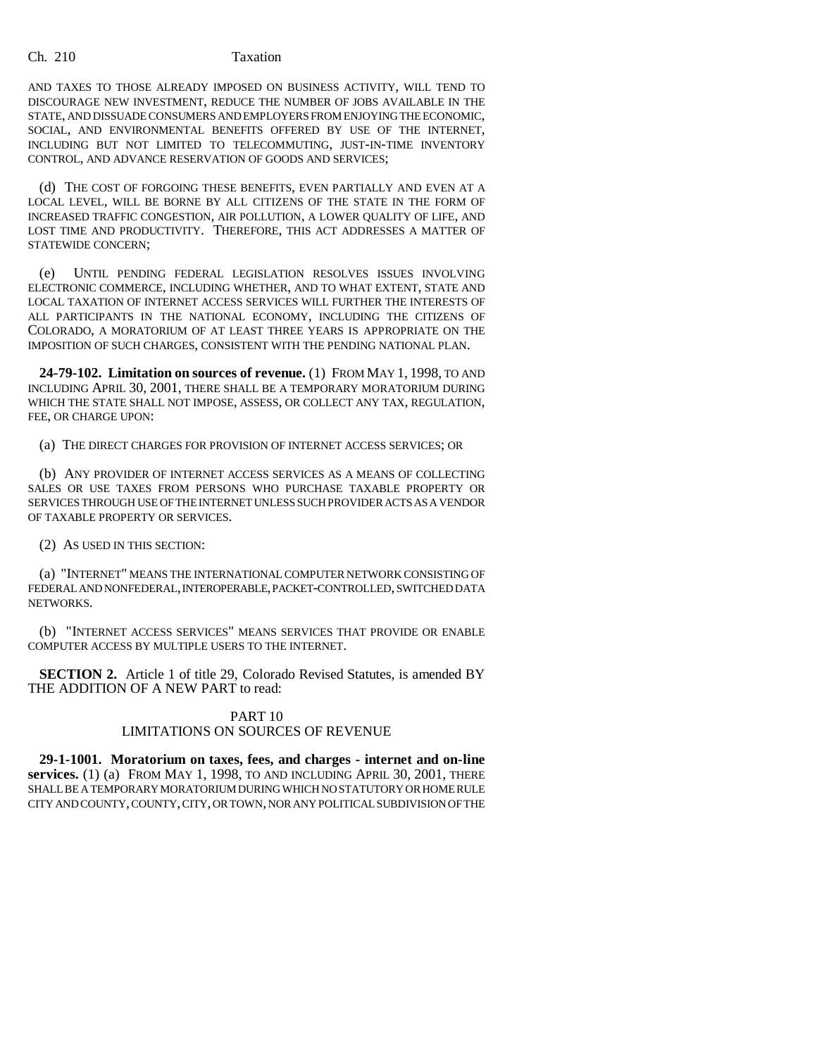AND TAXES TO THOSE ALREADY IMPOSED ON BUSINESS ACTIVITY, WILL TEND TO DISCOURAGE NEW INVESTMENT, REDUCE THE NUMBER OF JOBS AVAILABLE IN THE STATE, AND DISSUADE CONSUMERS AND EMPLOYERS FROM ENJOYING THE ECONOMIC, SOCIAL, AND ENVIRONMENTAL BENEFITS OFFERED BY USE OF THE INTERNET, INCLUDING BUT NOT LIMITED TO TELECOMMUTING, JUST-IN-TIME INVENTORY CONTROL, AND ADVANCE RESERVATION OF GOODS AND SERVICES;

(d) THE COST OF FORGOING THESE BENEFITS, EVEN PARTIALLY AND EVEN AT A LOCAL LEVEL, WILL BE BORNE BY ALL CITIZENS OF THE STATE IN THE FORM OF INCREASED TRAFFIC CONGESTION, AIR POLLUTION, A LOWER QUALITY OF LIFE, AND LOST TIME AND PRODUCTIVITY. THEREFORE, THIS ACT ADDRESSES A MATTER OF STATEWIDE CONCERN;

(e) UNTIL PENDING FEDERAL LEGISLATION RESOLVES ISSUES INVOLVING ELECTRONIC COMMERCE, INCLUDING WHETHER, AND TO WHAT EXTENT, STATE AND LOCAL TAXATION OF INTERNET ACCESS SERVICES WILL FURTHER THE INTERESTS OF ALL PARTICIPANTS IN THE NATIONAL ECONOMY, INCLUDING THE CITIZENS OF COLORADO, A MORATORIUM OF AT LEAST THREE YEARS IS APPROPRIATE ON THE IMPOSITION OF SUCH CHARGES, CONSISTENT WITH THE PENDING NATIONAL PLAN.

**24-79-102. Limitation on sources of revenue.** (1) FROM MAY 1, 1998, TO AND INCLUDING APRIL 30, 2001, THERE SHALL BE A TEMPORARY MORATORIUM DURING WHICH THE STATE SHALL NOT IMPOSE, ASSESS, OR COLLECT ANY TAX, REGULATION, FEE, OR CHARGE UPON:

(a) THE DIRECT CHARGES FOR PROVISION OF INTERNET ACCESS SERVICES; OR

(b) ANY PROVIDER OF INTERNET ACCESS SERVICES AS A MEANS OF COLLECTING SALES OR USE TAXES FROM PERSONS WHO PURCHASE TAXABLE PROPERTY OR SERVICES THROUGH USE OF THE INTERNET UNLESS SUCH PROVIDER ACTS AS A VENDOR OF TAXABLE PROPERTY OR SERVICES.

(2) AS USED IN THIS SECTION:

(a) "INTERNET" MEANS THE INTERNATIONAL COMPUTER NETWORK CONSISTING OF FEDERAL AND NONFEDERAL, INTEROPERABLE, PACKET-CONTROLLED, SWITCHED DATA NETWORKS.

(b) "INTERNET ACCESS SERVICES" MEANS SERVICES THAT PROVIDE OR ENABLE COMPUTER ACCESS BY MULTIPLE USERS TO THE INTERNET.

**SECTION 2.** Article 1 of title 29, Colorado Revised Statutes, is amended BY THE ADDITION OF A NEW PART to read:

PART 10
LIMITATIONS ON SOURCES OF REVENUE

**29-1-1001. Moratorium on taxes, fees, and charges - internet and on-line services.** (1) (a) FROM MAY 1, 1998, TO AND INCLUDING APRIL 30, 2001, THERE SHALL BE A TEMPORARY MORATORIUM DURING WHICH NO STATUTORY OR HOME RULE CITY AND COUNTY, COUNTY, CITY, OR TOWN, NOR ANY POLITICAL SUBDIVISION OF THE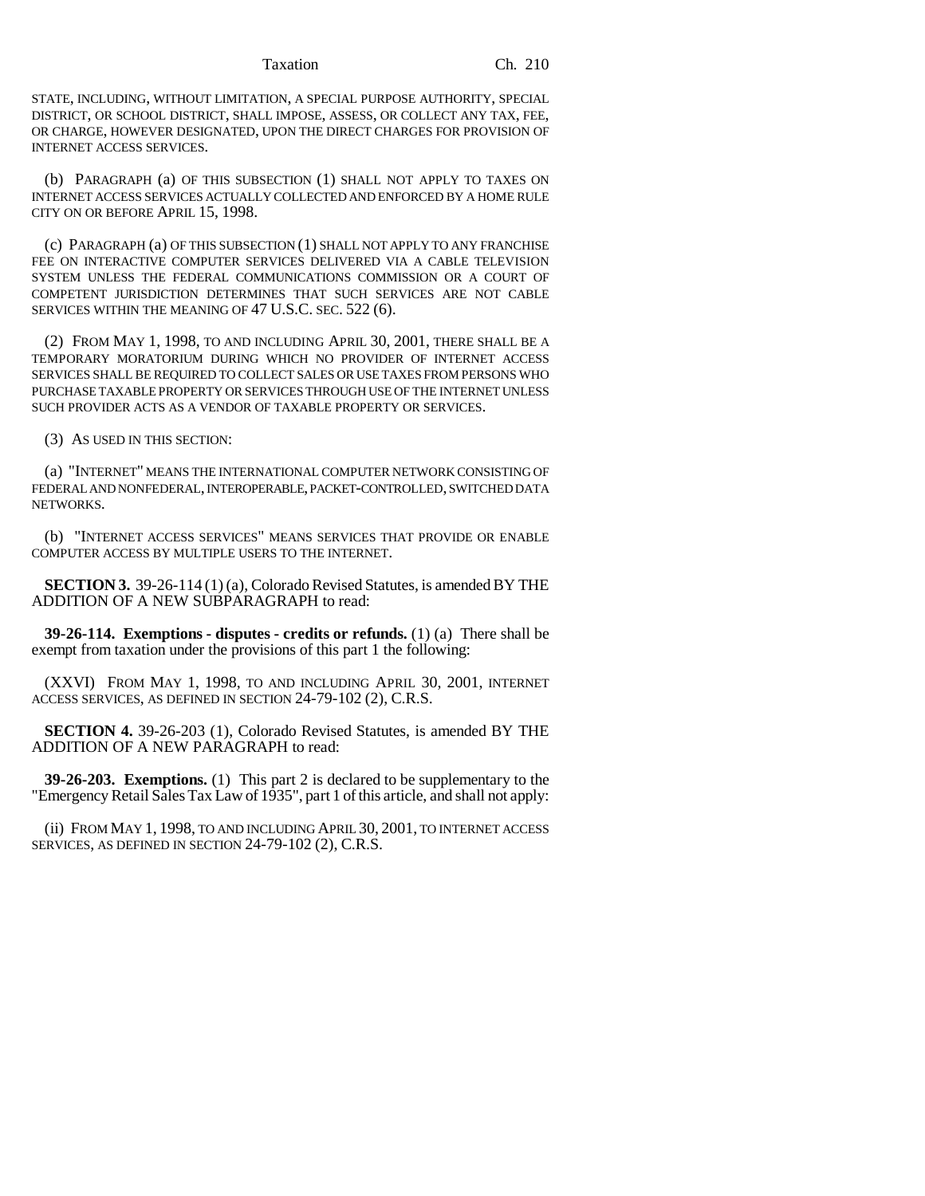STATE, INCLUDING, WITHOUT LIMITATION, A SPECIAL PURPOSE AUTHORITY, SPECIAL DISTRICT, OR SCHOOL DISTRICT, SHALL IMPOSE, ASSESS, OR COLLECT ANY TAX, FEE, OR CHARGE, HOWEVER DESIGNATED, UPON THE DIRECT CHARGES FOR PROVISION OF INTERNET ACCESS SERVICES.

(b) PARAGRAPH (a) OF THIS SUBSECTION (1) SHALL NOT APPLY TO TAXES ON INTERNET ACCESS SERVICES ACTUALLY COLLECTED AND ENFORCED BY A HOME RULE CITY ON OR BEFORE APRIL 15, 1998.

(c) PARAGRAPH (a) OF THIS SUBSECTION (1) SHALL NOT APPLY TO ANY FRANCHISE FEE ON INTERACTIVE COMPUTER SERVICES DELIVERED VIA A CABLE TELEVISION SYSTEM UNLESS THE FEDERAL COMMUNICATIONS COMMISSION OR A COURT OF COMPETENT JURISDICTION DETERMINES THAT SUCH SERVICES ARE NOT CABLE SERVICES WITHIN THE MEANING OF 47 U.S.C. SEC. 522 (6).

(2) FROM MAY 1, 1998, TO AND INCLUDING APRIL 30, 2001, THERE SHALL BE A TEMPORARY MORATORIUM DURING WHICH NO PROVIDER OF INTERNET ACCESS SERVICES SHALL BE REQUIRED TO COLLECT SALES OR USE TAXES FROM PERSONS WHO PURCHASE TAXABLE PROPERTY OR SERVICES THROUGH USE OF THE INTERNET UNLESS SUCH PROVIDER ACTS AS A VENDOR OF TAXABLE PROPERTY OR SERVICES.

(3) AS USED IN THIS SECTION:

(a) "INTERNET" MEANS THE INTERNATIONAL COMPUTER NETWORK CONSISTING OF FEDERAL AND NONFEDERAL, INTEROPERABLE, PACKET-CONTROLLED, SWITCHED DATA NETWORKS.

(b) "INTERNET ACCESS SERVICES" MEANS SERVICES THAT PROVIDE OR ENABLE COMPUTER ACCESS BY MULTIPLE USERS TO THE INTERNET.

**SECTION 3.** 39-26-114 (1) (a), Colorado Revised Statutes, is amended BY THE ADDITION OF A NEW SUBPARAGRAPH to read:

**39-26-114. Exemptions - disputes - credits or refunds.** (1) (a) There shall be exempt from taxation under the provisions of this part 1 the following:

(XXVI) FROM MAY 1, 1998, TO AND INCLUDING APRIL 30, 2001, INTERNET ACCESS SERVICES, AS DEFINED IN SECTION 24-79-102 (2), C.R.S.

**SECTION 4.** 39-26-203 (1), Colorado Revised Statutes, is amended BY THE ADDITION OF A NEW PARAGRAPH to read:

**39-26-203. Exemptions.** (1) This part 2 is declared to be supplementary to the "Emergency Retail Sales Tax Law of 1935", part 1 of this article, and shall not apply:

(ii) FROM MAY 1, 1998, TO AND INCLUDING APRIL 30, 2001, TO INTERNET ACCESS SERVICES, AS DEFINED IN SECTION 24-79-102 (2), C.R.S.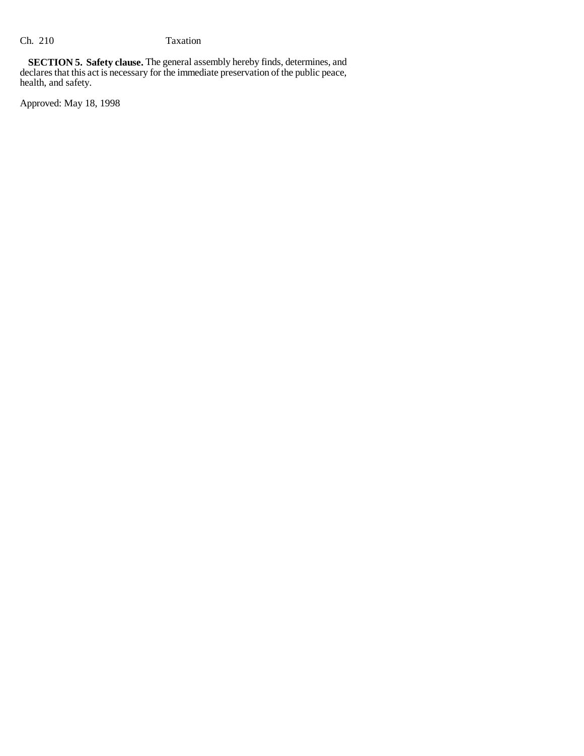**SECTION 5. Safety clause.** The general assembly hereby finds, determines, and declares that this act is necessary for the immediate preservation of the public peace, health, and safety.

Approved: May 18, 1998